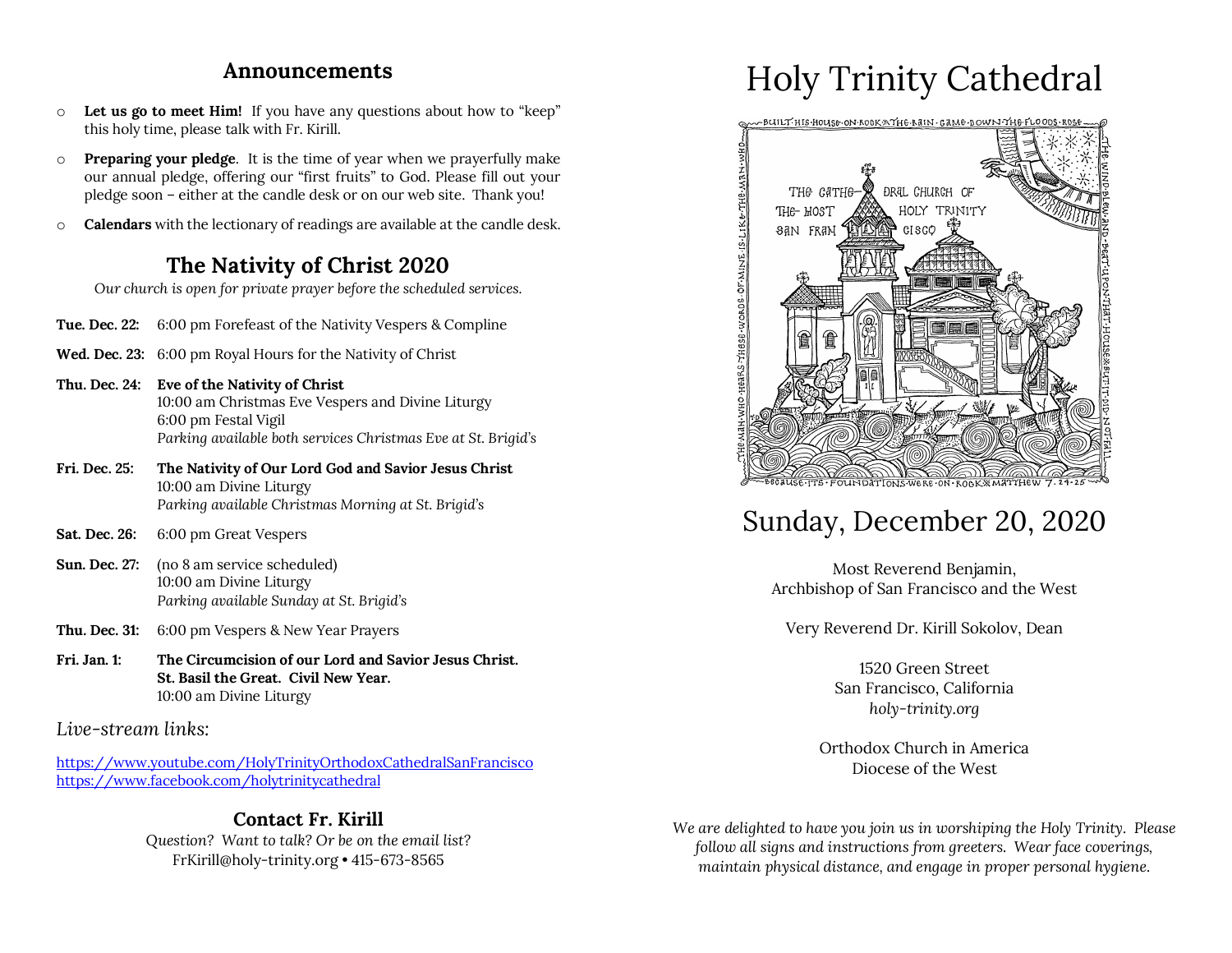## Announcements

- **Let us go to meet Him!** If you have any questions about how to "keep" this holy time, please talk with Fr. Kirill.
- **Preparing your pledge**. It is the time of year when we prayerfully make our annual pledge, offering our "first fruits" to God. Please fill out your pledge soon – either at the candle desk or on our web site. Thank you!
- **Calendars** with the lectionary of readings are available at the candle desk.

## The Nativity of Christ 2020

*Our church is open for private prayer before the scheduled services.*

**Tue. Dec. 22:** 6:00 pm Forefeast of the Nativity Vespers & Compline

**Wed. Dec. 23:** 6:00 pm Royal Hours for the Nativity of Christ

**Thu. Dec. 24:** **Eve of the Nativity of Christ**
10:00 am Christmas Eve Vespers and Divine Liturgy
6:00 pm Festal Vigil
*Parking available both services Christmas Eve at St. Brigid's*

**Fri. Dec. 25:** **The Nativity of Our Lord God and Savior Jesus Christ**
10:00 am Divine Liturgy
*Parking available Christmas Morning at St. Brigid's*

**Sat. Dec. 26:** 6:00 pm Great Vespers

**Sun. Dec. 27:** (no 8 am service scheduled)
10:00 am Divine Liturgy
*Parking available Sunday at St. Brigid's*

**Thu. Dec. 31:** 6:00 pm Vespers & New Year Prayers

**Fri. Jan. 1:** **The Circumcision of our Lord and Savior Jesus Christ. St. Basil the Great. Civil New Year.**
10:00 am Divine Liturgy

*Live-stream links:*

https://www.youtube.com/HolyTrinityOrthodoxCathedralSanFrancisco
https://www.facebook.com/holytrinitycathedral

### Contact Fr. Kirill

*Question? Want to talk? Or be on the email list?*
FrKirill@holy-trinity.org • 415-673-8565

# Holy Trinity Cathedral

BUILT HIS HOUSE ON ROCK ✠ THE RAIN CAME DOWN THE FLOODS ROSE THE WIND BLEW AND BEAT UPON THAT HOUSE ✠ BUT IT DID NOT FALL BECAUSE ITS FOUNDATIONS WERE ON ROCK ✠ MATTHEW 7:24-25 THE MAN WHO HEARS THESE WORDS OF MINE IS LIKE THE MAN WHO

THE CATHEDRAL CHURCH OF THE MOST HOLY TRINITY SAN FRANCISCO

## Sunday, December 20, 2020

Most Reverend Benjamin,
Archbishop of San Francisco and the West

Very Reverend Dr. Kirill Sokolov, Dean

1520 Green Street
San Francisco, California
*holy-trinity.org*

Orthodox Church in America
Diocese of the West

*We are delighted to have you join us in worshiping the Holy Trinity. Please follow all signs and instructions from greeters. Wear face coverings, maintain physical distance, and engage in proper personal hygiene.*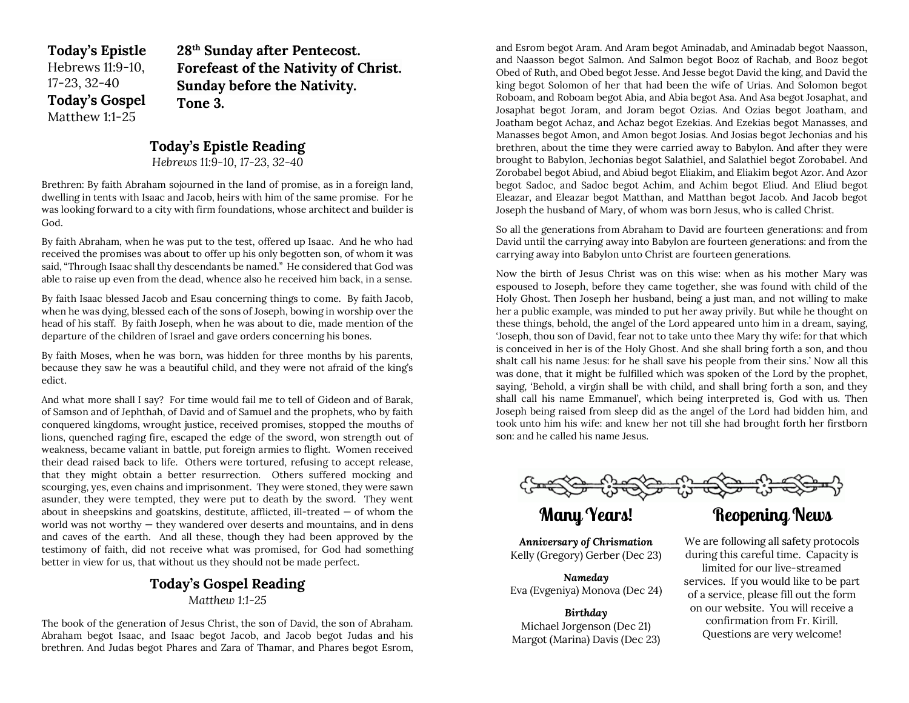**Today's Epistle**
Hebrews 11:9-10, 17-23, 32-40
**Today's Gospel**
Matthew 1:1-25

**28th Sunday after Pentecost.**
**Forefeast of the Nativity of Christ.**
**Sunday before the Nativity.**
**Tone 3.**

## Today's Epistle Reading

*Hebrews 11:9-10, 17-23, 32-40*

Brethren: By faith Abraham sojourned in the land of promise, as in a foreign land, dwelling in tents with Isaac and Jacob, heirs with him of the same promise. For he was looking forward to a city with firm foundations, whose architect and builder is God.

By faith Abraham, when he was put to the test, offered up Isaac. And he who had received the promises was about to offer up his only begotten son, of whom it was said, "Through Isaac shall thy descendants be named." He considered that God was able to raise up even from the dead, whence also he received him back, in a sense.

By faith Isaac blessed Jacob and Esau concerning things to come. By faith Jacob, when he was dying, blessed each of the sons of Joseph, bowing in worship over the head of his staff. By faith Joseph, when he was about to die, made mention of the departure of the children of Israel and gave orders concerning his bones.

By faith Moses, when he was born, was hidden for three months by his parents, because they saw he was a beautiful child, and they were not afraid of the king's edict.

And what more shall I say? For time would fail me to tell of Gideon and of Barak, of Samson and of Jephthah, of David and of Samuel and the prophets, who by faith conquered kingdoms, wrought justice, received promises, stopped the mouths of lions, quenched raging fire, escaped the edge of the sword, won strength out of weakness, became valiant in battle, put foreign armies to flight. Women received their dead raised back to life. Others were tortured, refusing to accept release, that they might obtain a better resurrection. Others suffered mocking and scourging, yes, even chains and imprisonment. They were stoned, they were sawn asunder, they were tempted, they were put to death by the sword. They went about in sheepskins and goatskins, destitute, afflicted, ill-treated — of whom the world was not worthy — they wandered over deserts and mountains, and in dens and caves of the earth. And all these, though they had been approved by the testimony of faith, did not receive what was promised, for God had something better in view for us, that without us they should not be made perfect.

## Today's Gospel Reading

*Matthew 1:1-25*

The book of the generation of Jesus Christ, the son of David, the son of Abraham. Abraham begot Isaac, and Isaac begot Jacob, and Jacob begot Judas and his brethren. And Judas begot Phares and Zara of Thamar, and Phares begot Esrom, and Esrom begot Aram. And Aram begot Aminadab, and Aminadab begot Naasson, and Naasson begot Salmon. And Salmon begot Booz of Rachab, and Booz begot Obed of Ruth, and Obed begot Jesse. And Jesse begot David the king, and David the king begot Solomon of her that had been the wife of Urias. And Solomon begot Roboam, and Roboam begot Abia, and Abia begot Asa. And Asa begot Josaphat, and Josaphat begot Joram, and Joram begot Ozias. And Ozias begot Joatham, and Joatham begot Achaz, and Achaz begot Ezekias. And Ezekias begot Manasses, and Manasses begot Amon, and Amon begot Josias. And Josias begot Jechonias and his brethren, about the time they were carried away to Babylon. And after they were brought to Babylon, Jechonias begot Salathiel, and Salathiel begot Zorobabel. And Zorobabel begot Abiud, and Abiud begot Eliakim, and Eliakim begot Azor. And Azor begot Sadoc, and Sadoc begot Achim, and Achim begot Eliud. And Eliud begot Eleazar, and Eleazar begot Matthan, and Matthan begot Jacob. And Jacob begot Joseph the husband of Mary, of whom was born Jesus, who is called Christ.

So all the generations from Abraham to David are fourteen generations: and from David until the carrying away into Babylon are fourteen generations: and from the carrying away into Babylon unto Christ are fourteen generations.

Now the birth of Jesus Christ was on this wise: when as his mother Mary was espoused to Joseph, before they came together, she was found with child of the Holy Ghost. Then Joseph her husband, being a just man, and not willing to make her a public example, was minded to put her away privily. But while he thought on these things, behold, the angel of the Lord appeared unto him in a dream, saying, 'Joseph, thou son of David, fear not to take unto thee Mary thy wife: for that which is conceived in her is of the Holy Ghost. And she shall bring forth a son, and thou shalt call his name Jesus: for he shall save his people from their sins.' Now all this was done, that it might be fulfilled which was spoken of the Lord by the prophet, saying, 'Behold, a virgin shall be with child, and shall bring forth a son, and they shall call his name Emmanuel', which being interpreted is, God with us. Then Joseph being raised from sleep did as the angel of the Lord had bidden him, and took unto him his wife: and knew her not till she had brought forth her firstborn son: and he called his name Jesus.

## Many Years!

***Anniversary of Chrismation***
Kelly (Gregory) Gerber (Dec 23)

***Nameday***
Eva (Evgeniya) Monova (Dec 24)

***Birthday***
Michael Jorgenson (Dec 21)
Margot (Marina) Davis (Dec 23)

## Reopening News

We are following all safety protocols during this careful time. Capacity is limited for our live-streamed services. If you would like to be part of a service, please fill out the form on our website. You will receive a confirmation from Fr. Kirill. Questions are very welcome!